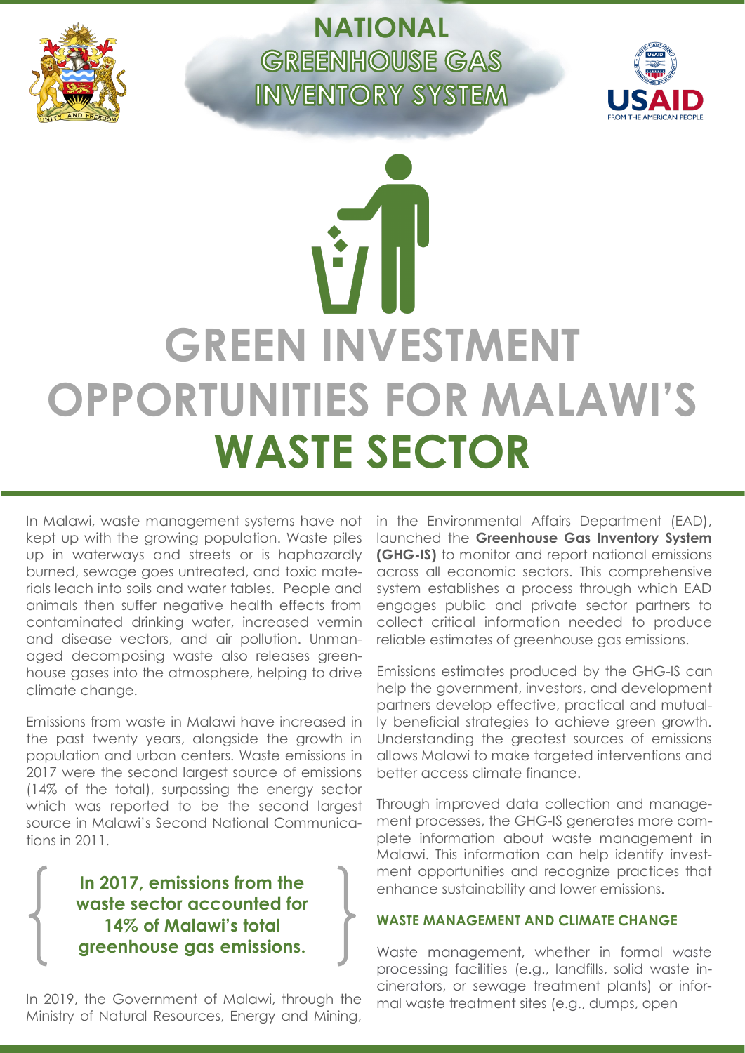# NATIONAL GREENHOUSE GAS INVENTORY SYSTEM

# GREEN INVESTMENT OPPORTUNITIES FOR MALAWI'S WASTE SECTOR

In Malawi, waste management systems have not kept up with the growing population. Waste piles up in waterways and streets or is haphazardly burned, sewage goes untreated, and toxic materials leach into soils and water tables. People and animals then suffer negative health effects from contaminated drinking water, increased vermin and disease vectors, and air pollution. Unmanaged decomposing waste also releases greenhouse gases into the atmosphere, helping to drive climate change.

Emissions from waste in Malawi have increased in the past twenty years, alongside the growth in population and urban centers. Waste emissions in 2017 were the second largest source of emissions (14% of the total), surpassing the energy sector which was reported to be the second largest source in Malawi's Second National Communications in 2011.

**In 2017, emissions from the waste sector accounted for 14% of Malawi's total greenhouse gas emissions.**

In 2019, the Government of Malawi, through the Ministry of Natural Resources, Energy and Mining, in the Environmental Affairs Department (EAD), launched the **Greenhouse Gas Inventory System (GHG-IS)** to monitor and report national emissions across all economic sectors. This comprehensive system establishes a process through which EAD engages public and private sector partners to collect critical information needed to produce reliable estimates of greenhouse gas emissions.

Emissions estimates produced by the GHG-IS can help the government, investors, and development partners develop effective, practical and mutually beneficial strategies to achieve green growth. Understanding the greatest sources of emissions allows Malawi to make targeted interventions and better access climate finance.

Through improved data collection and management processes, the GHG-IS generates more complete information about waste management in Malawi. This information can help identify investment opportunities and recognize practices that enhance sustainability and lower emissions.

## WASTE MANAGEMENT AND CLIMATE CHANGE

Waste management, whether in formal waste processing facilities (e.g., landfills, solid waste incinerators, or sewage treatment plants) or informal waste treatment sites (e.g., dumps, open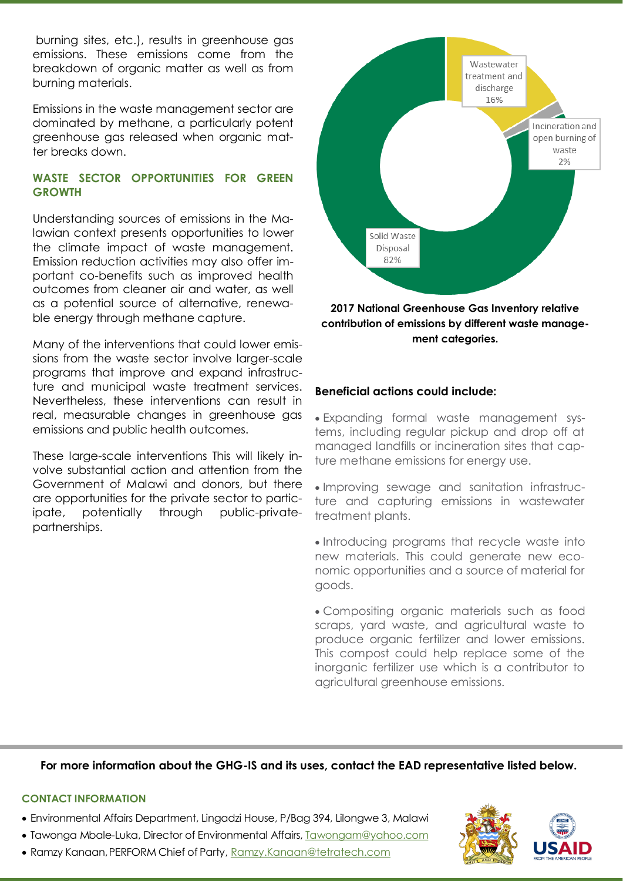burning sites, etc.), results in greenhouse gas emissions. These emissions come from the breakdown of organic matter as well as from burning materials.

Emissions in the waste management sector are dominated by methane, a particularly potent greenhouse gas released when organic matter breaks down.

### WASTE SECTOR OPPORTUNITIES FOR GREEN GROWTH

Understanding sources of emissions in the Malawian context presents opportunities to lower the climate impact of waste management. Emission reduction activities may also offer important co-benefits such as improved health outcomes from cleaner air and water, as well as a potential source of alternative, renewable energy through methane capture.

Many of the interventions that could lower emissions from the waste sector involve larger-scale programs that improve and expand infrastructure and municipal waste treatment services. Nevertheless, these interventions can result in real, measurable changes in greenhouse gas emissions and public health outcomes.

These large-scale interventions This will likely involve substantial action and attention from the Government of Malawi and donors, but there are opportunities for the private sector to participate, potentially through public-private-partnerships.

Wastewater treatment and discharge 16%

Incineration and open burning of waste 2%

Solid Waste Disposal 82%

**2017 National Greenhouse Gas Inventory relative contribution of emissions by different waste management categories.**

**Beneficial actions could include:**

- Expanding formal waste management systems, including regular pickup and drop off at managed landfills or incineration sites that capture methane emissions for energy use.
- Improving sewage and sanitation infrastructure and capturing emissions in wastewater treatment plants.
- Introducing programs that recycle waste into new materials. This could generate new economic opportunities and a source of material for goods.
- Compositing organic materials such as food scraps, yard waste, and agricultural waste to produce organic fertilizer and lower emissions. This compost could help replace some of the inorganic fertilizer use which is a contributor to agricultural greenhouse emissions.

**For more information about the GHG-IS and its uses, contact the EAD representative listed below.**

### CONTACT INFORMATION

- Environmental Affairs Department, Lingadzi House, P/Bag 394, Lilongwe 3, Malawi
- Tawonga Mbale-Luka, Director of Environmental Affairs, Tawongam@yahoo.com
- Ramzy Kanaan, PERFORM Chief of Party, Ramzy.Kanaan@tetratech.com